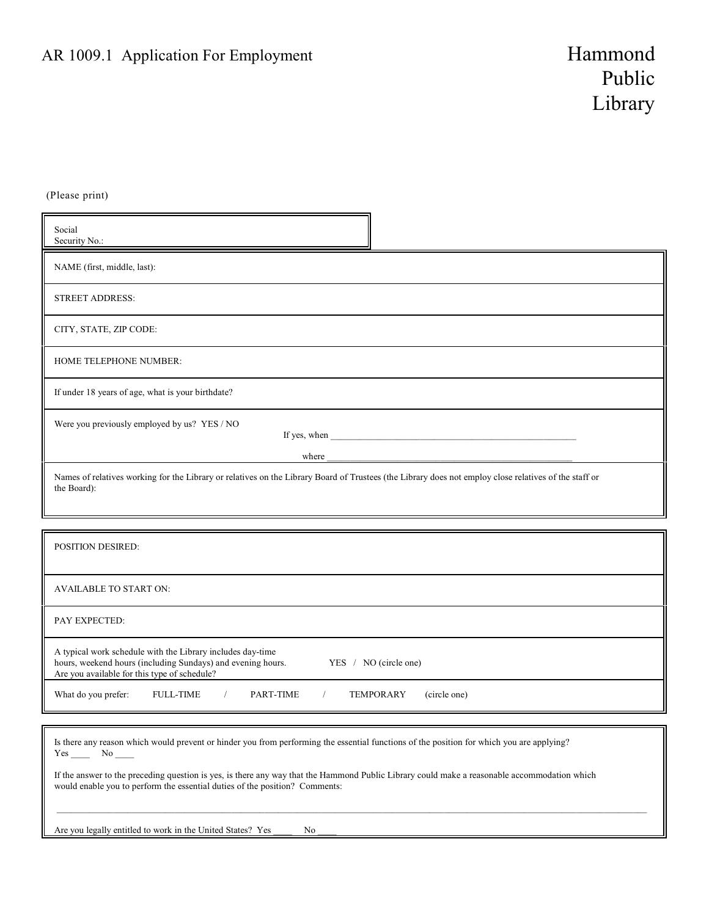AR 1009.1 Application For Employment

# Hammond Public Library

(Please print)

| Social Security No.: |
|---|

| NAME (first, middle, last): |
|---|
| STREET ADDRESS: |
| CITY, STATE, ZIP CODE: |
| HOME TELEPHONE NUMBER: |
| If under 18 years of age, what is your birthdate? |
| Were you previously employed by us? YES / NO<br>If yes, when ____________________________________________________<br>where ____________________________________________________ |
| Names of relatives working for the Library or relatives on the Library Board of Trustees (the Library does not employ close relatives of the staff or the Board): |

| POSITION DESIRED: |
|---|
| AVAILABLE TO START ON: |
| PAY EXPECTED: |
| A typical work schedule with the Library includes day-time hours, weekend hours (including Sundays) and evening hours. Are you available for this type of schedule? YES / NO (circle one) |
| What do you prefer: FULL-TIME / PART-TIME / TEMPORARY (circle one) |

Is there any reason which would prevent or hinder you from performing the essential functions of the position for which you are applying?
Yes ____ No ____

If the answer to the preceding question is yes, is there any way that the Hammond Public Library could make a reasonable accommodation which would enable you to perform the essential duties of the position? Comments:

______________________________________________________________________________________________

Are you legally entitled to work in the United States? Yes ____ No ____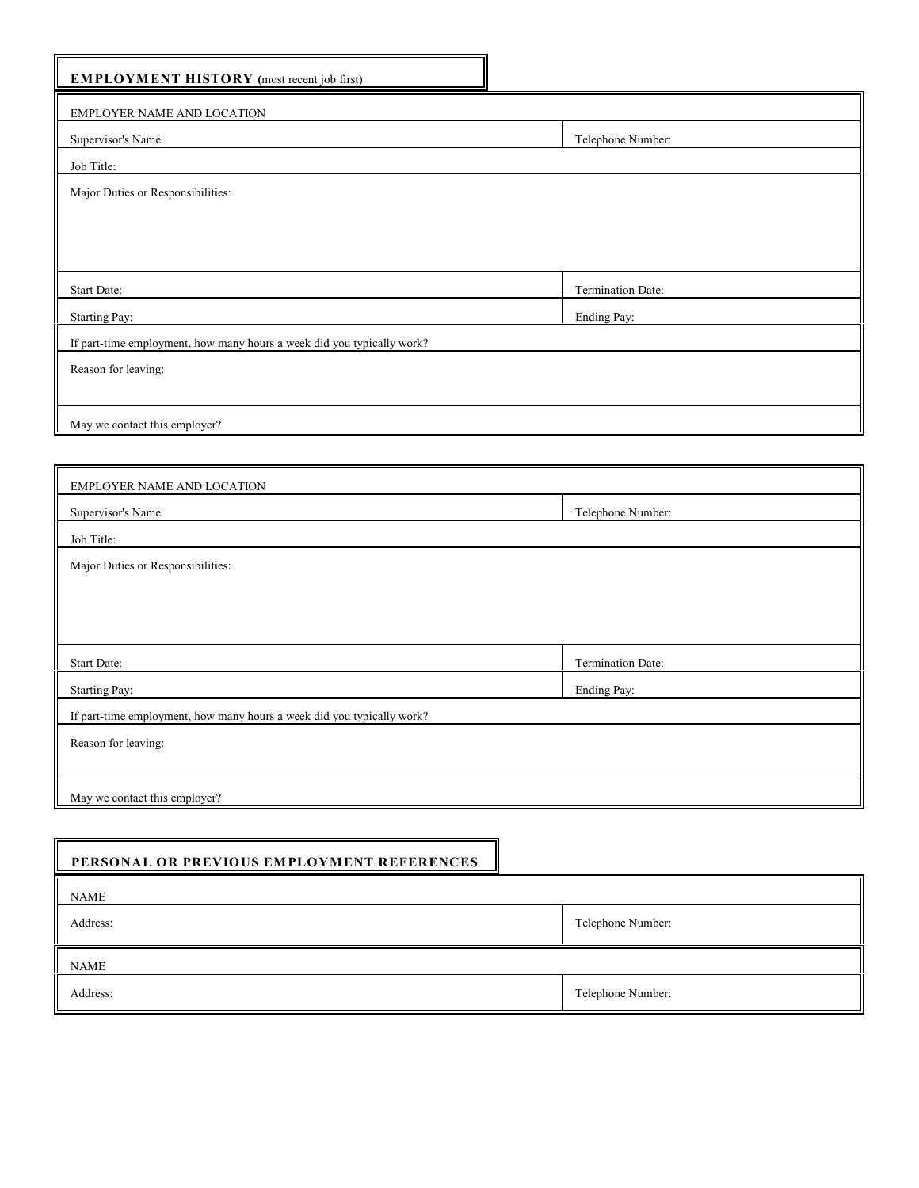## EMPLOYMENT HISTORY (most recent job first)

| EMPLOYER NAME AND LOCATION | |
|---|---|
| Supervisor's Name | Telephone Number: |
| Job Title: | |
| Major Duties or Responsibilities: | |
| Start Date: | Termination Date: |
| Starting Pay: | Ending Pay: |
| If part-time employment, how many hours a week did you typically work? | |
| Reason for leaving: | |
| May we contact this employer? | |

| EMPLOYER NAME AND LOCATION | |
|---|---|
| Supervisor's Name | Telephone Number: |
| Job Title: | |
| Major Duties or Responsibilities: | |
| Start Date: | Termination Date: |
| Starting Pay: | Ending Pay: |
| If part-time employment, how many hours a week did you typically work? | |
| Reason for leaving: | |
| May we contact this employer? | |

## PERSONAL OR PREVIOUS EMPLOYMENT REFERENCES

| NAME | |
|---|---|
| Address: | Telephone Number: |

| NAME | |
|---|---|
| Address: | Telephone Number: |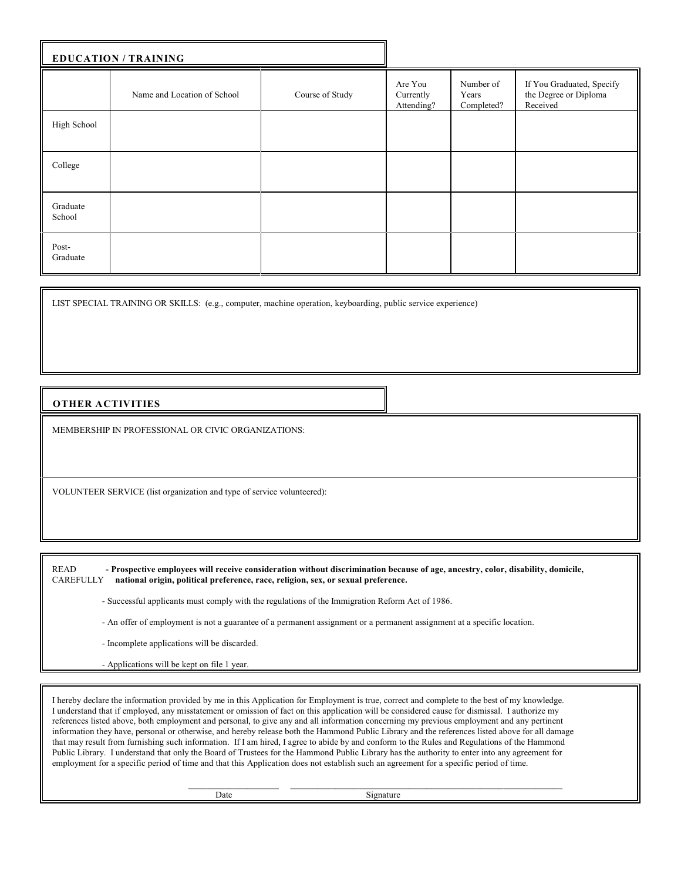## EDUCATION / TRAINING

| | Name and Location of School | Course of Study | Are You Currently Attending? | Number of Years Completed? | If You Graduated, Specify the Degree or Diploma Received |
|---|---|---|---|---|---|
| High School | | | | | |
| College | | | | | |
| Graduate School | | | | | |
| Post-Graduate | | | | | |

LIST SPECIAL TRAINING OR SKILLS: (e.g., computer, machine operation, keyboarding, public service experience)

## OTHER ACTIVITIES

MEMBERSHIP IN PROFESSIONAL OR CIVIC ORGANIZATIONS:

VOLUNTEER SERVICE (list organization and type of service volunteered):

READ CAREFULLY **- Prospective employees will receive consideration without discrimination because of age, ancestry, color, disability, domicile, national origin, political preference, race, religion, sex, or sexual preference.**

- Successful applicants must comply with the regulations of the Immigration Reform Act of 1986.
- An offer of employment is not a guarantee of a permanent assignment or a permanent assignment at a specific location.
- Incomplete applications will be discarded.
- Applications will be kept on file 1 year.

I hereby declare the information provided by me in this Application for Employment is true, correct and complete to the best of my knowledge. I understand that if employed, any misstatement or omission of fact on this application will be considered cause for dismissal. I authorize my references listed above, both employment and personal, to give any and all information concerning my previous employment and any pertinent information they have, personal or otherwise, and hereby release both the Hammond Public Library and the references listed above for all damage that may result from furnishing such information. If I am hired, I agree to abide by and conform to the Rules and Regulations of the Hammond Public Library. I understand that only the Board of Trustees for the Hammond Public Library has the authority to enter into any agreement for employment for a specific period of time and that this Application does not establish such an agreement for a specific period of time.

\_\_\_\_\_\_\_\_\_\_\_\_\_\_\_\_\_\_\_\_ \_\_\_\_\_\_\_\_\_\_\_\_\_\_\_\_\_\_\_\_\_\_\_\_\_\_\_\_\_\_\_\_\_\_\_\_\_\_\_\_\_\_\_\_

Date Signature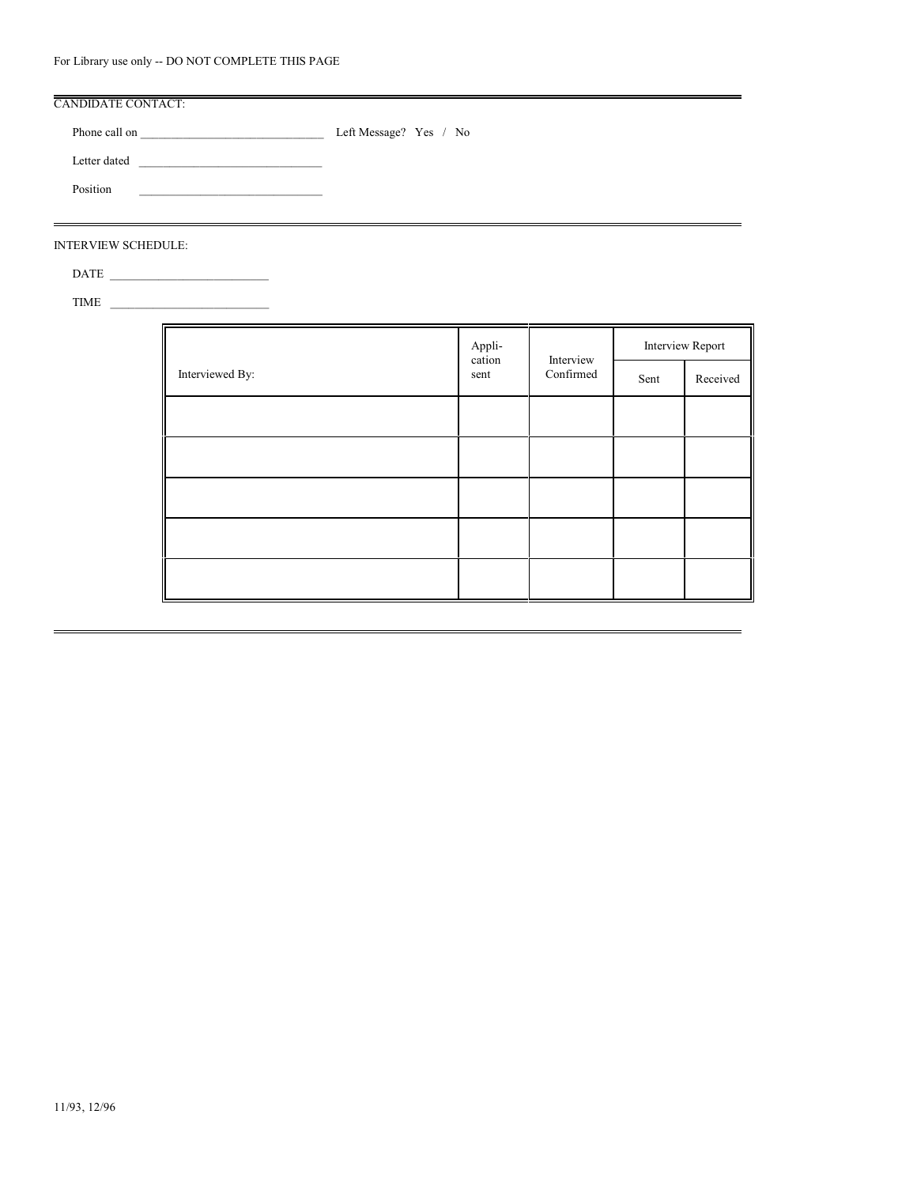For Library use only -- DO NOT COMPLETE THIS PAGE

---

CANDIDATE CONTACT:

Phone call on ______________________________ Left Message? Yes / No

Letter dated ______________________________

Position ______________________________

---

INTERVIEW SCHEDULE:

DATE ___________________________

TIME ___________________________

| Interviewed By: | Appli-cation sent | Interview Confirmed | Interview Report | |
|---|---|---|---|---|
| | | | Sent | Received |
| | | | | |
| | | | | |
| | | | | |
| | | | | |
| | | | | |

---

11/93, 12/96